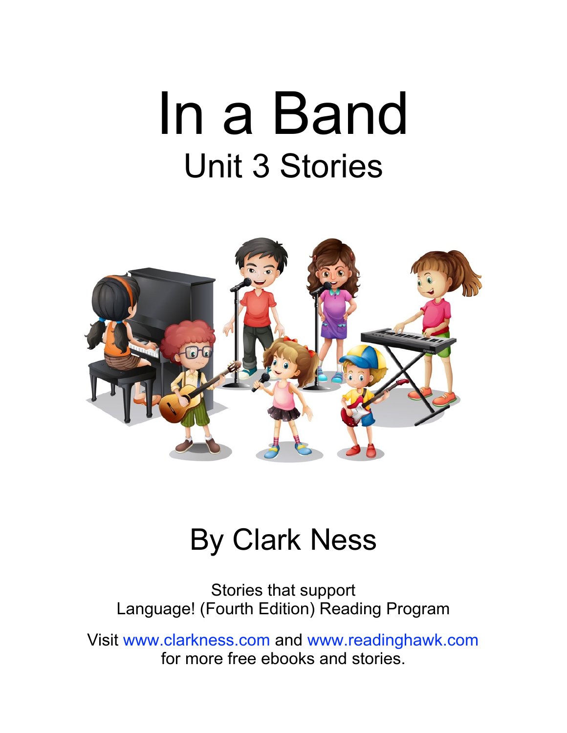# In a Band

## Unit 3 Stories

By Clark Ness

Stories that support
Language! (Fourth Edition) Reading Program

Visit www.clarkness.com and www.readinghawk.com
for more free ebooks and stories.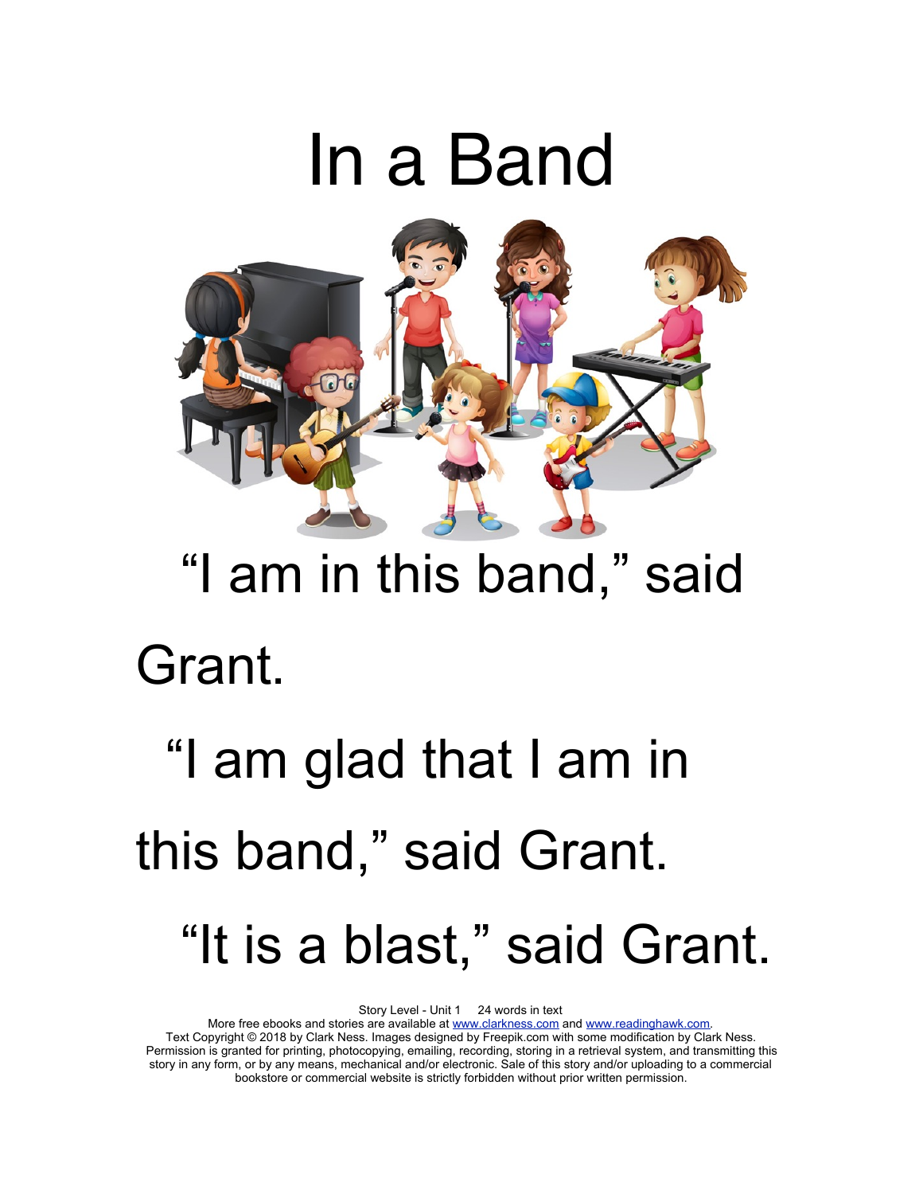# In a Band

"I am in this band," said Grant.

"I am glad that I am in this band," said Grant.

"It is a blast," said Grant.

Story Level - Unit 1 24 words in text
More free ebooks and stories are available at www.clarkness.com and www.readinghawk.com.
Text Copyright © 2018 by Clark Ness. Images designed by Freepik.com with some modification by Clark Ness.
Permission is granted for printing, photocopying, emailing, recording, storing in a retrieval system, and transmitting this story in any form, or by any means, mechanical and/or electronic. Sale of this story and/or uploading to a commercial bookstore or commercial website is strictly forbidden without prior written permission.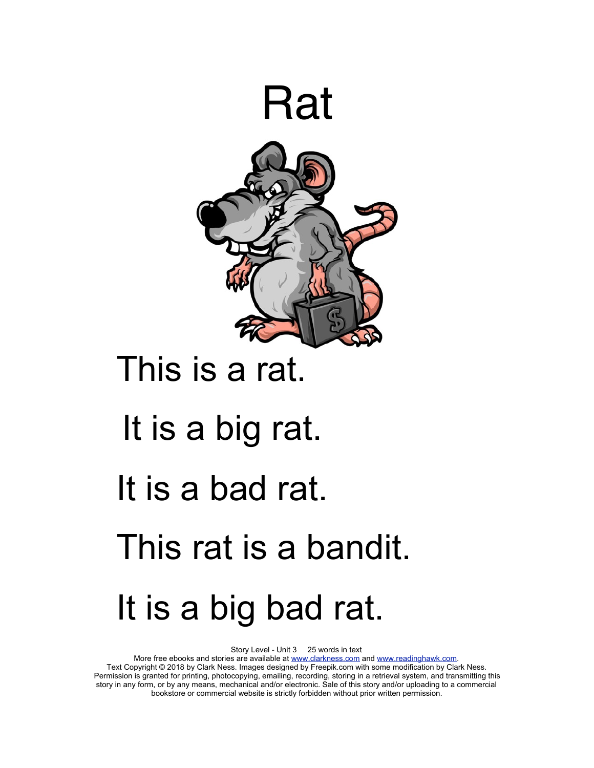# Rat

This is a rat.

It is a big rat.

It is a bad rat.

This rat is a bandit.

It is a big bad rat.

Story Level - Unit 3 25 words in text

More free ebooks and stories are available at www.clarkness.com and www.readinghawk.com.

Text Copyright © 2018 by Clark Ness. Images designed by Freepik.com with some modification by Clark Ness. Permission is granted for printing, photocopying, emailing, recording, storing in a retrieval system, and transmitting this story in any form, or by any means, mechanical and/or electronic. Sale of this story and/or uploading to a commercial bookstore or commercial website is strictly forbidden without prior written permission.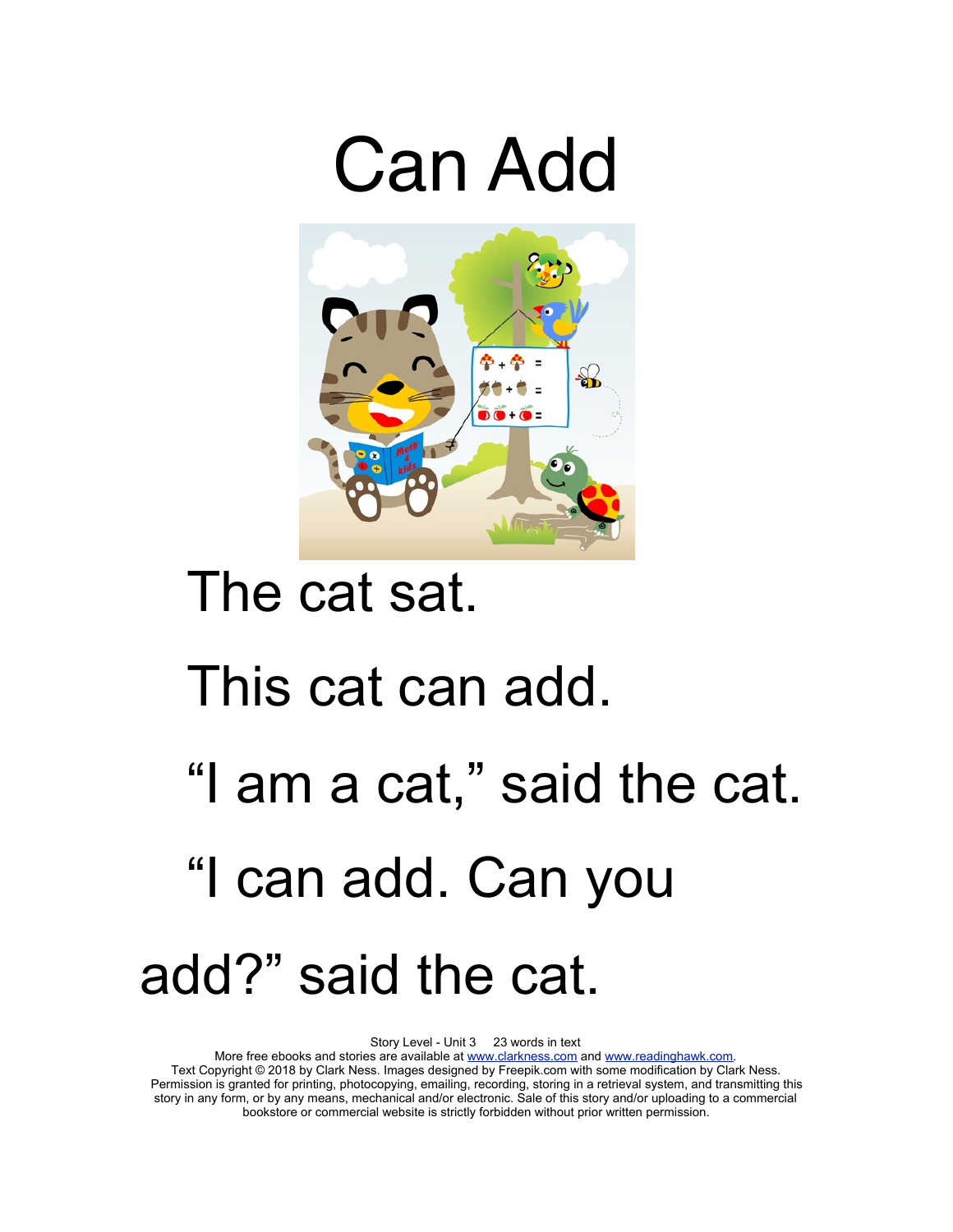# Can Add

The cat sat.

This cat can add.

“I am a cat,” said the cat.

“I can add. Can you add?” said the cat.

Story Level - Unit 3    23 words in text
More free ebooks and stories are available at www.clarkness.com and www.readinghawk.com.
Text Copyright © 2018 by Clark Ness. Images designed by Freepik.com with some modification by Clark Ness. Permission is granted for printing, photocopying, emailing, recording, storing in a retrieval system, and transmitting this story in any form, or by any means, mechanical and/or electronic. Sale of this story and/or uploading to a commercial bookstore or commercial website is strictly forbidden without prior written permission.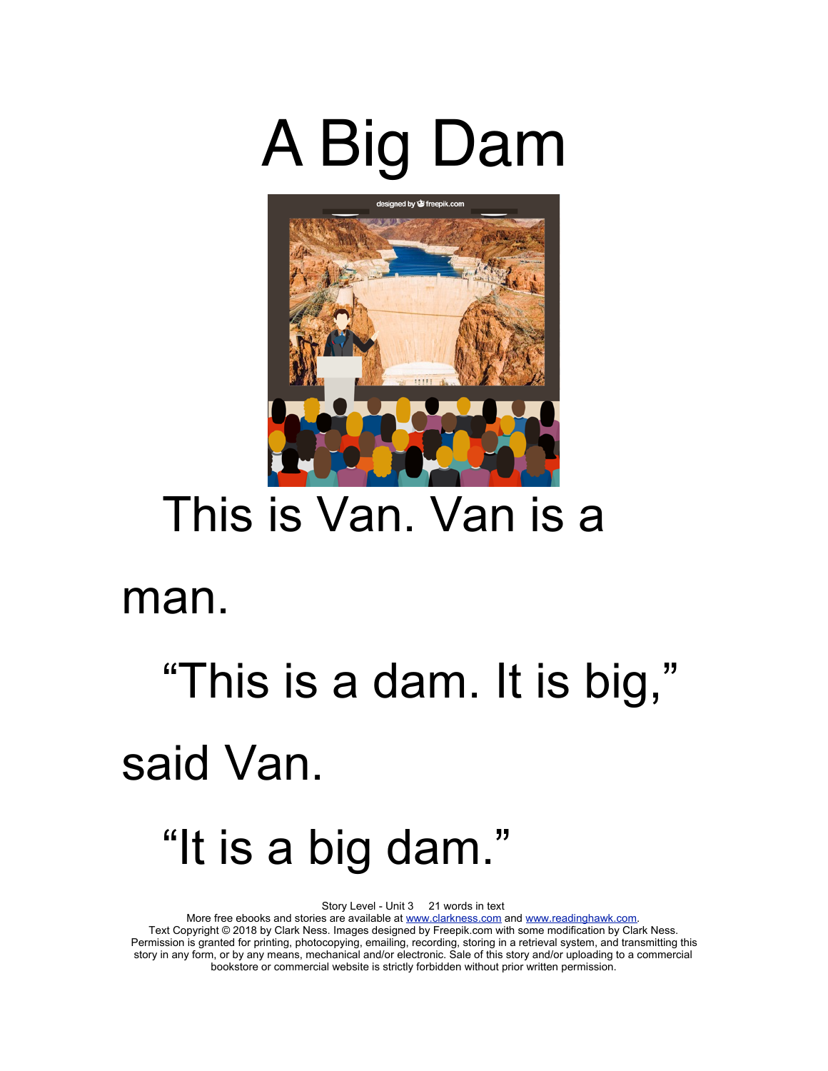# A Big Dam

This is Van. Van is a man.

"This is a dam. It is big," said Van.

"It is a big dam."

Story Level - Unit 3 21 words in text
More free ebooks and stories are available at www.clarkness.com and www.readinghawk.com.
Text Copyright © 2018 by Clark Ness. Images designed by Freepik.com with some modification by Clark Ness.
Permission is granted for printing, photocopying, emailing, recording, storing in a retrieval system, and transmitting this story in any form, or by any means, mechanical and/or electronic. Sale of this story and/or uploading to a commercial bookstore or commercial website is strictly forbidden without prior written permission.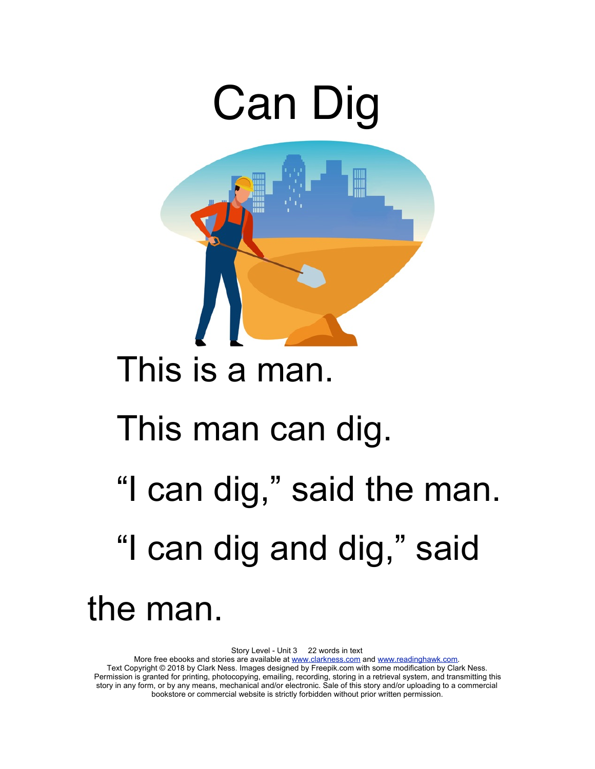# Can Dig

This is a man.

This man can dig.

“I can dig,” said the man.

“I can dig and dig,” said the man.

Story Level - Unit 3 22 words in text
More free ebooks and stories are available at www.clarkness.com and www.readinghawk.com.
Text Copyright © 2018 by Clark Ness. Images designed by Freepik.com with some modification by Clark Ness. Permission is granted for printing, photocopying, emailing, recording, storing in a retrieval system, and transmitting this story in any form, or by any means, mechanical and/or electronic. Sale of this story and/or uploading to a commercial bookstore or commercial website is strictly forbidden without prior written permission.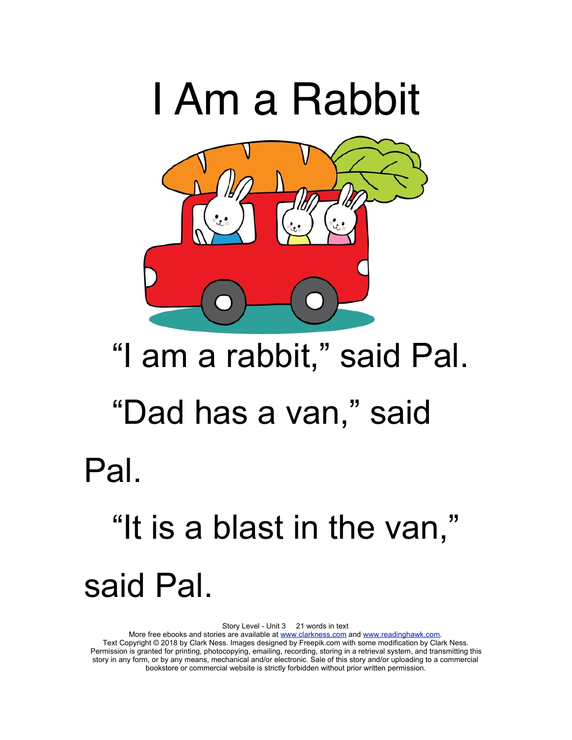# I Am a Rabbit

"I am a rabbit," said Pal.

"Dad has a van," said Pal.

"It is a blast in the van," said Pal.

Story Level - Unit 3 21 words in text
More free ebooks and stories are available at www.clarkness.com and www.readinghawk.com.
Text Copyright © 2018 by Clark Ness. Images designed by Freepik.com with some modification by Clark Ness. Permission is granted for printing, photocopying, emailing, recording, storing in a retrieval system, and transmitting this story in any form, or by any means, mechanical and/or electronic. Sale of this story and/or uploading to a commercial bookstore or commercial website is strictly forbidden without prior written permission.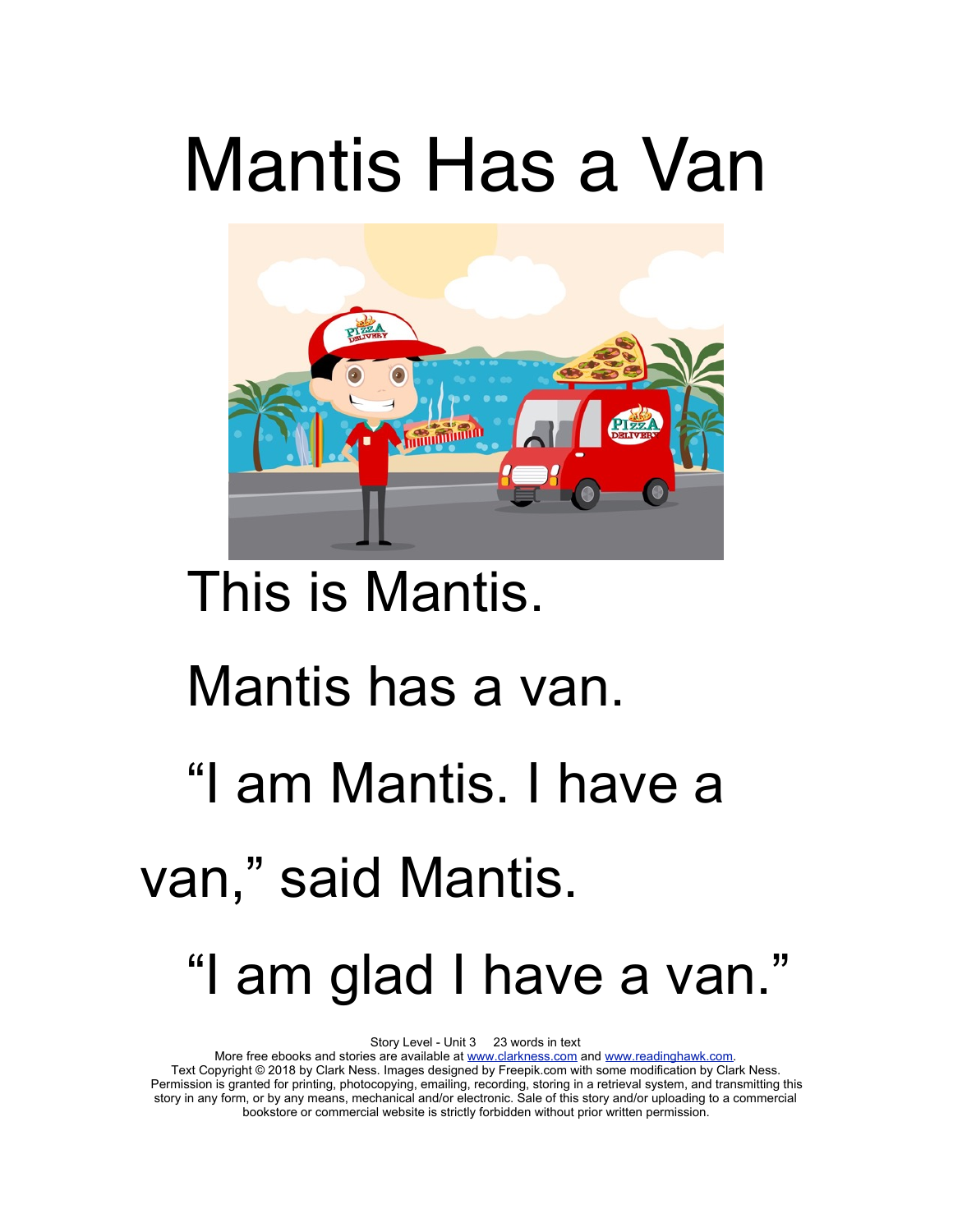# Mantis Has a Van

This is Mantis.

Mantis has a van.

"I am Mantis. I have a van," said Mantis.

"I am glad I have a van."

Story Level - Unit 3 23 words in text
More free ebooks and stories are available at www.clarkness.com and www.readinghawk.com.
Text Copyright © 2018 by Clark Ness. Images designed by Freepik.com with some modification by Clark Ness.
Permission is granted for printing, photocopying, emailing, recording, storing in a retrieval system, and transmitting this story in any form, or by any means, mechanical and/or electronic. Sale of this story and/or uploading to a commercial bookstore or commercial website is strictly forbidden without prior written permission.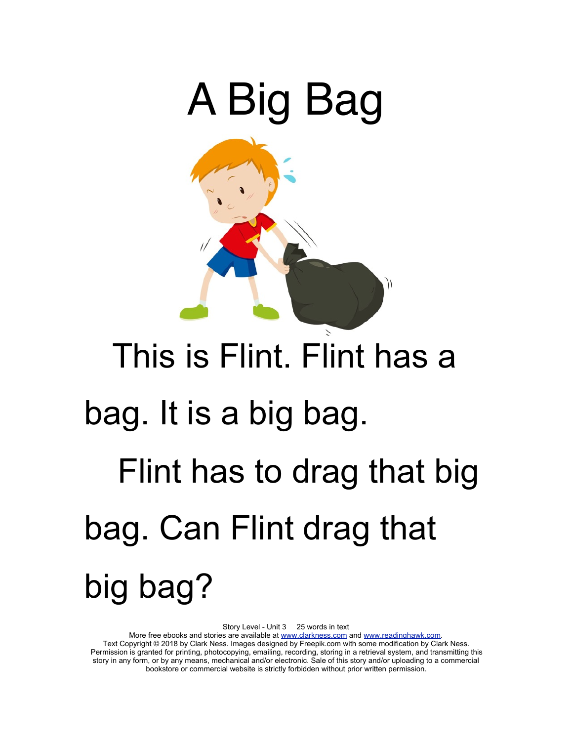# A Big Bag

This is Flint. Flint has a bag. It is a big bag.

Flint has to drag that big bag. Can Flint drag that big bag?

Story Level - Unit 3 25 words in text
More free ebooks and stories are available at www.clarkness.com and www.readinghawk.com.
Text Copyright © 2018 by Clark Ness. Images designed by Freepik.com with some modification by Clark Ness. Permission is granted for printing, photocopying, emailing, recording, storing in a retrieval system, and transmitting this story in any form, or by any means, mechanical and/or electronic. Sale of this story and/or uploading to a commercial bookstore or commercial website is strictly forbidden without prior written permission.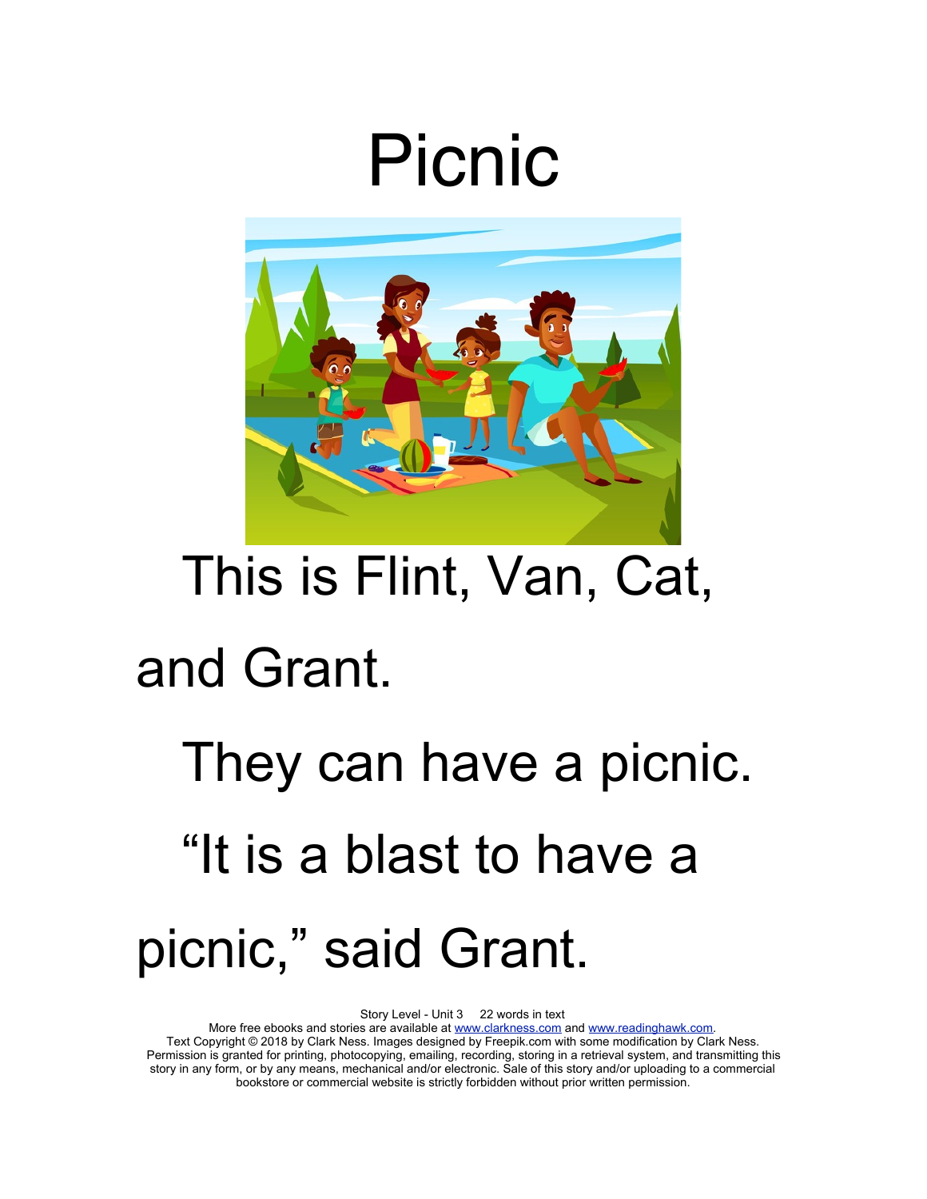# Picnic

This is Flint, Van, Cat, and Grant.

They can have a picnic.

"It is a blast to have a picnic," said Grant.

Story Level - Unit 3     22 words in text
More free ebooks and stories are available at www.clarkness.com and www.readinghawk.com.
Text Copyright © 2018 by Clark Ness. Images designed by Freepik.com with some modification by Clark Ness.
Permission is granted for printing, photocopying, emailing, recording, storing in a retrieval system, and transmitting this story in any form, or by any means, mechanical and/or electronic. Sale of this story and/or uploading to a commercial bookstore or commercial website is strictly forbidden without prior written permission.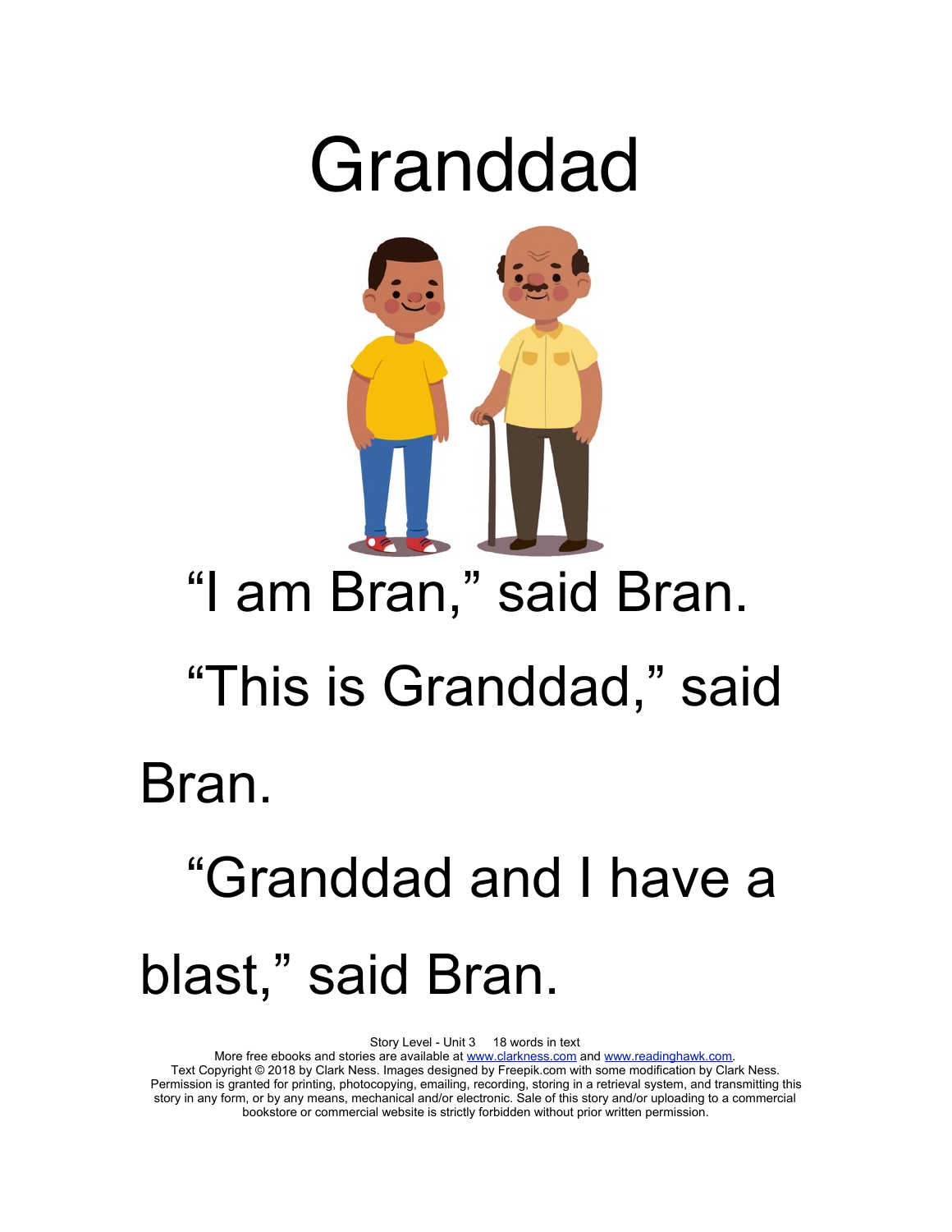# Granddad

"I am Bran," said Bran.

"This is Granddad," said Bran.

"Granddad and I have a blast," said Bran.

Story Level - Unit 3 18 words in text
More free ebooks and stories are available at www.clarkness.com and www.readinghawk.com.
Text Copyright © 2018 by Clark Ness. Images designed by Freepik.com with some modification by Clark Ness.
Permission is granted for printing, photocopying, emailing, recording, storing in a retrieval system, and transmitting this story in any form, or by any means, mechanical and/or electronic. Sale of this story and/or uploading to a commercial bookstore or commercial website is strictly forbidden without prior written permission.